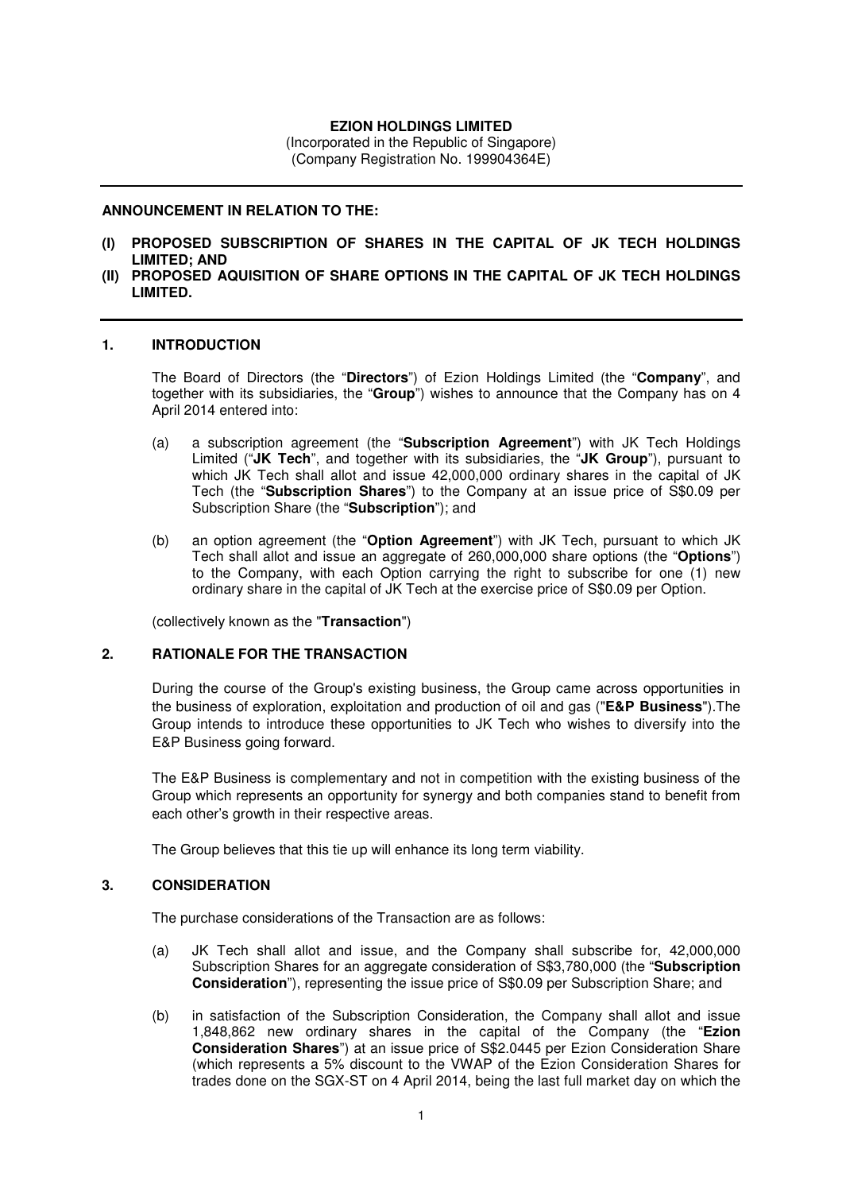**EZION HOLDINGS LIMITED**
(Incorporated in the Republic of Singapore)
(Company Registration No. 199904364E)

---

**ANNOUNCEMENT IN RELATION TO THE:**

**(I) PROPOSED SUBSCRIPTION OF SHARES IN THE CAPITAL OF JK TECH HOLDINGS LIMITED; AND**
**(II) PROPOSED AQUISITION OF SHARE OPTIONS IN THE CAPITAL OF JK TECH HOLDINGS LIMITED.**

---

## 1. INTRODUCTION

The Board of Directors (the "**Directors**") of Ezion Holdings Limited (the "**Company**", and together with its subsidiaries, the "**Group**") wishes to announce that the Company has on 4 April 2014 entered into:

(a) a subscription agreement (the "**Subscription Agreement**") with JK Tech Holdings Limited ("**JK Tech**", and together with its subsidiaries, the "**JK Group**"), pursuant to which JK Tech shall allot and issue 42,000,000 ordinary shares in the capital of JK Tech (the "**Subscription Shares**") to the Company at an issue price of S$0.09 per Subscription Share (the "**Subscription**"); and

(b) an option agreement (the "**Option Agreement**") with JK Tech, pursuant to which JK Tech shall allot and issue an aggregate of 260,000,000 share options (the "**Options**") to the Company, with each Option carrying the right to subscribe for one (1) new ordinary share in the capital of JK Tech at the exercise price of S$0.09 per Option.

(collectively known as the "**Transaction**")

## 2. RATIONALE FOR THE TRANSACTION

During the course of the Group's existing business, the Group came across opportunities in the business of exploration, exploitation and production of oil and gas ("**E&P Business**").The Group intends to introduce these opportunities to JK Tech who wishes to diversify into the E&P Business going forward.

The E&P Business is complementary and not in competition with the existing business of the Group which represents an opportunity for synergy and both companies stand to benefit from each other's growth in their respective areas.

The Group believes that this tie up will enhance its long term viability.

## 3. CONSIDERATION

The purchase considerations of the Transaction are as follows:

(a) JK Tech shall allot and issue, and the Company shall subscribe for, 42,000,000 Subscription Shares for an aggregate consideration of S$3,780,000 (the "**Subscription Consideration**"), representing the issue price of S$0.09 per Subscription Share; and

(b) in satisfaction of the Subscription Consideration, the Company shall allot and issue 1,848,862 new ordinary shares in the capital of the Company (the "**Ezion Consideration Shares**") at an issue price of S$2.0445 per Ezion Consideration Share (which represents a 5% discount to the VWAP of the Ezion Consideration Shares for trades done on the SGX-ST on 4 April 2014, being the last full market day on which the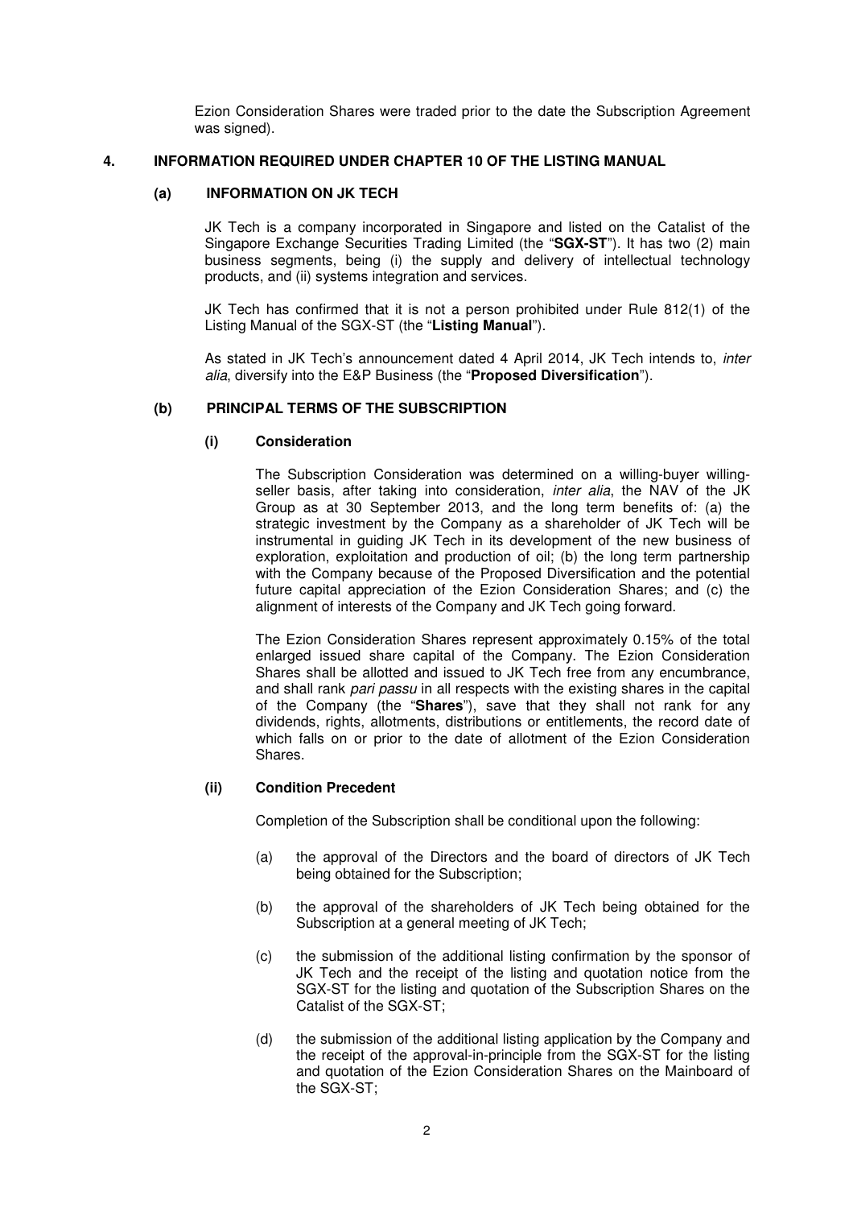Ezion Consideration Shares were traded prior to the date the Subscription Agreement was signed).

## 4. INFORMATION REQUIRED UNDER CHAPTER 10 OF THE LISTING MANUAL

### (a) INFORMATION ON JK TECH

JK Tech is a company incorporated in Singapore and listed on the Catalist of the Singapore Exchange Securities Trading Limited (the "**SGX-ST**"). It has two (2) main business segments, being (i) the supply and delivery of intellectual technology products, and (ii) systems integration and services.

JK Tech has confirmed that it is not a person prohibited under Rule 812(1) of the Listing Manual of the SGX-ST (the "**Listing Manual**").

As stated in JK Tech's announcement dated 4 April 2014, JK Tech intends to, *inter alia*, diversify into the E&P Business (the "**Proposed Diversification**").

### (b) PRINCIPAL TERMS OF THE SUBSCRIPTION

#### (i) Consideration

The Subscription Consideration was determined on a willing-buyer willing-seller basis, after taking into consideration, *inter alia*, the NAV of the JK Group as at 30 September 2013, and the long term benefits of: (a) the strategic investment by the Company as a shareholder of JK Tech will be instrumental in guiding JK Tech in its development of the new business of exploration, exploitation and production of oil; (b) the long term partnership with the Company because of the Proposed Diversification and the potential future capital appreciation of the Ezion Consideration Shares; and (c) the alignment of interests of the Company and JK Tech going forward.

The Ezion Consideration Shares represent approximately 0.15% of the total enlarged issued share capital of the Company. The Ezion Consideration Shares shall be allotted and issued to JK Tech free from any encumbrance, and shall rank *pari passu* in all respects with the existing shares in the capital of the Company (the "**Shares**"), save that they shall not rank for any dividends, rights, allotments, distributions or entitlements, the record date of which falls on or prior to the date of allotment of the Ezion Consideration Shares.

#### (ii) Condition Precedent

Completion of the Subscription shall be conditional upon the following:

(a) the approval of the Directors and the board of directors of JK Tech being obtained for the Subscription;

(b) the approval of the shareholders of JK Tech being obtained for the Subscription at a general meeting of JK Tech;

(c) the submission of the additional listing confirmation by the sponsor of JK Tech and the receipt of the listing and quotation notice from the SGX-ST for the listing and quotation of the Subscription Shares on the Catalist of the SGX-ST;

(d) the submission of the additional listing application by the Company and the receipt of the approval-in-principle from the SGX-ST for the listing and quotation of the Ezion Consideration Shares on the Mainboard of the SGX-ST;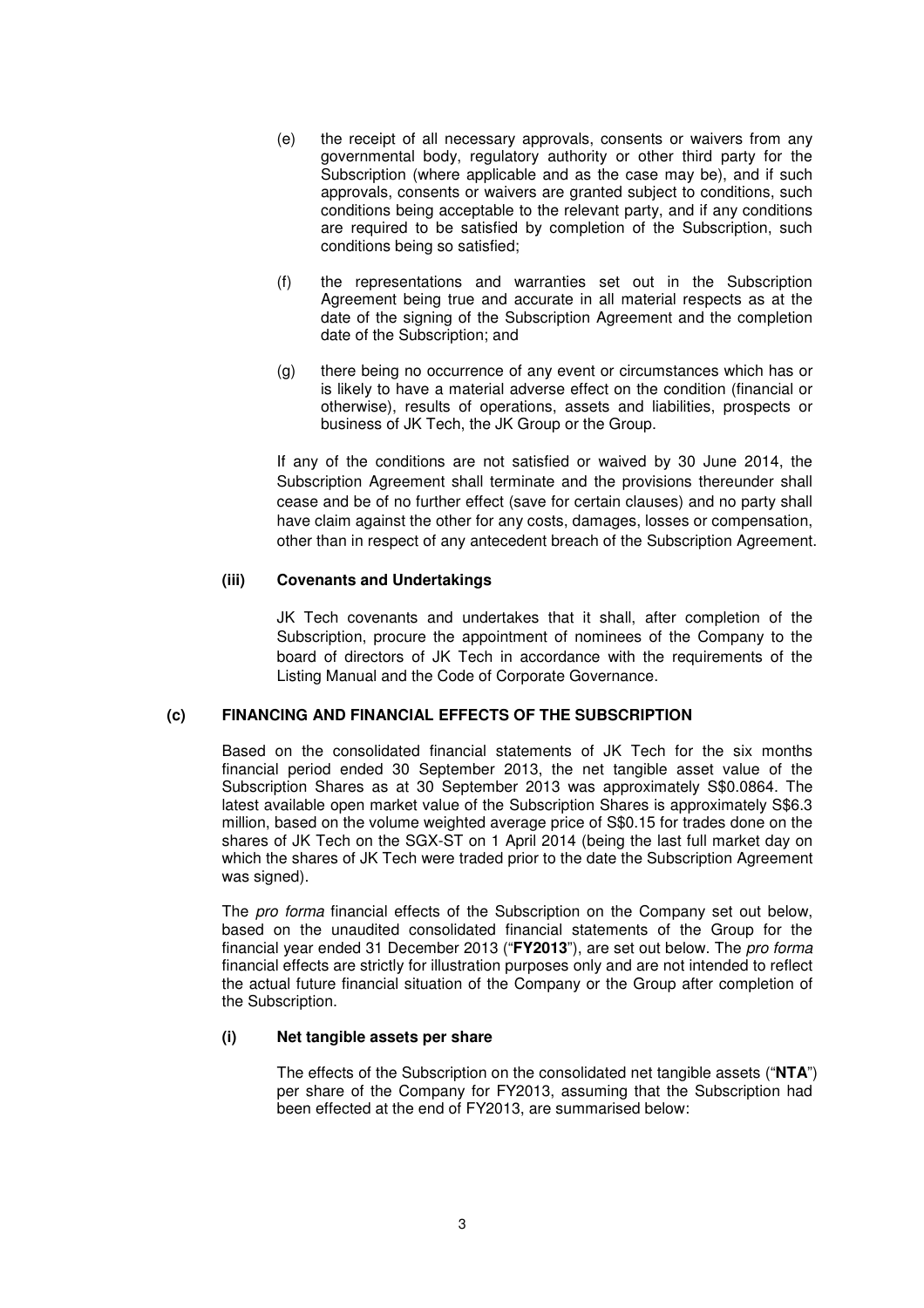(e) the receipt of all necessary approvals, consents or waivers from any governmental body, regulatory authority or other third party for the Subscription (where applicable and as the case may be), and if such approvals, consents or waivers are granted subject to conditions, such conditions being acceptable to the relevant party, and if any conditions are required to be satisfied by completion of the Subscription, such conditions being so satisfied;

(f) the representations and warranties set out in the Subscription Agreement being true and accurate in all material respects as at the date of the signing of the Subscription Agreement and the completion date of the Subscription; and

(g) there being no occurrence of any event or circumstances which has or is likely to have a material adverse effect on the condition (financial or otherwise), results of operations, assets and liabilities, prospects or business of JK Tech, the JK Group or the Group.

If any of the conditions are not satisfied or waived by 30 June 2014, the Subscription Agreement shall terminate and the provisions thereunder shall cease and be of no further effect (save for certain clauses) and no party shall have claim against the other for any costs, damages, losses or compensation, other than in respect of any antecedent breach of the Subscription Agreement.

**(iii) Covenants and Undertakings**

JK Tech covenants and undertakes that it shall, after completion of the Subscription, procure the appointment of nominees of the Company to the board of directors of JK Tech in accordance with the requirements of the Listing Manual and the Code of Corporate Governance.

**(c) FINANCING AND FINANCIAL EFFECTS OF THE SUBSCRIPTION**

Based on the consolidated financial statements of JK Tech for the six months financial period ended 30 September 2013, the net tangible asset value of the Subscription Shares as at 30 September 2013 was approximately S$0.0864. The latest available open market value of the Subscription Shares is approximately S$6.3 million, based on the volume weighted average price of S$0.15 for trades done on the shares of JK Tech on the SGX-ST on 1 April 2014 (being the last full market day on which the shares of JK Tech were traded prior to the date the Subscription Agreement was signed).

The *pro forma* financial effects of the Subscription on the Company set out below, based on the unaudited consolidated financial statements of the Group for the financial year ended 31 December 2013 ("**FY2013**"), are set out below. The *pro forma* financial effects are strictly for illustration purposes only and are not intended to reflect the actual future financial situation of the Company or the Group after completion of the Subscription.

**(i) Net tangible assets per share**

The effects of the Subscription on the consolidated net tangible assets ("**NTA**") per share of the Company for FY2013, assuming that the Subscription had been effected at the end of FY2013, are summarised below: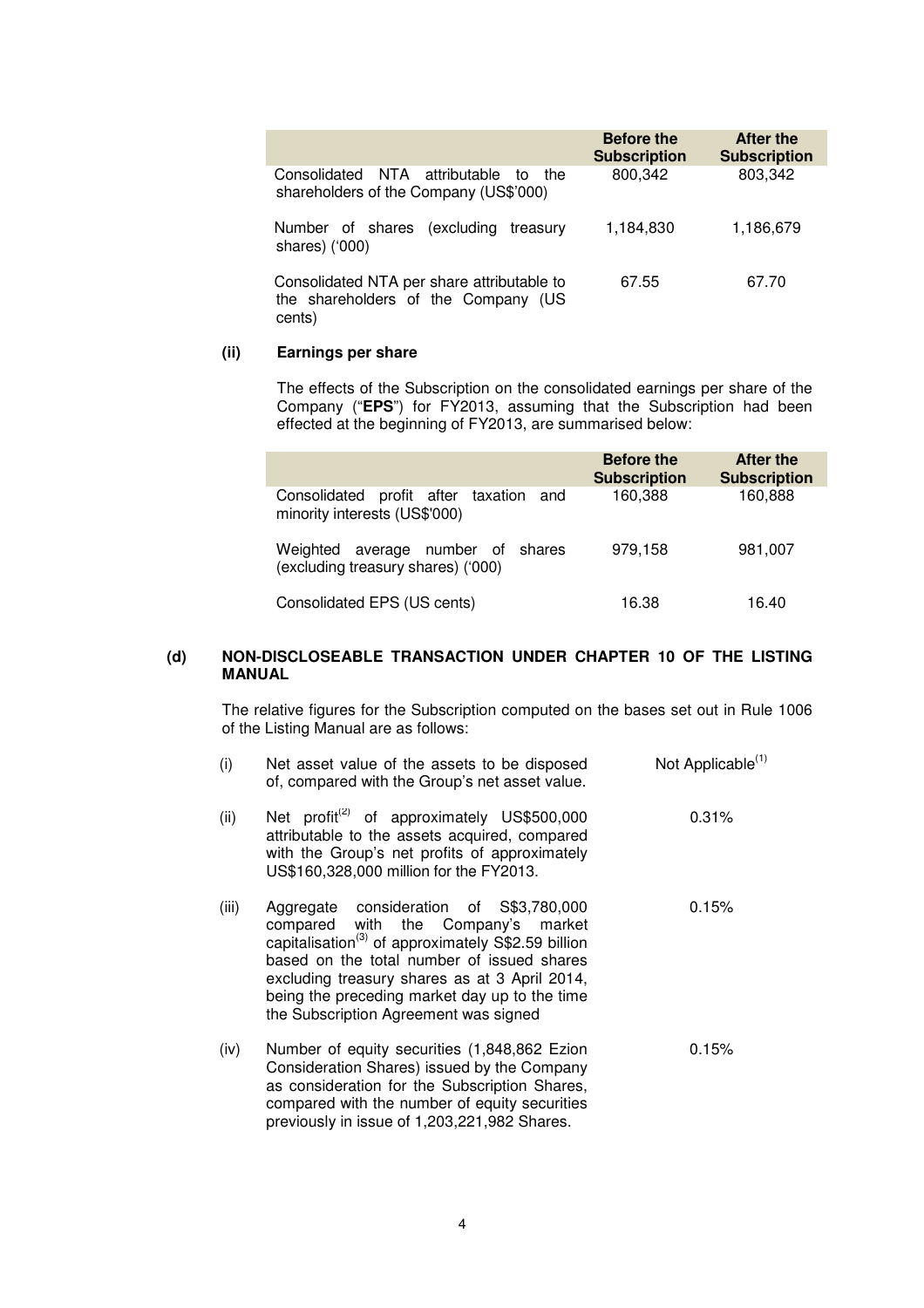| | Before the Subscription | After the Subscription |
|---|---|---|
| Consolidated NTA attributable to the shareholders of the Company (US$'000) | 800,342 | 803,342 |
| Number of shares (excluding treasury shares) ('000) | 1,184,830 | 1,186,679 |
| Consolidated NTA per share attributable to the shareholders of the Company (US cents) | 67.55 | 67.70 |

**(ii) Earnings per share**

The effects of the Subscription on the consolidated earnings per share of the Company ("**EPS**") for FY2013, assuming that the Subscription had been effected at the beginning of FY2013, are summarised below:

| | Before the Subscription | After the Subscription |
|---|---|---|
| Consolidated profit after taxation and minority interests (US$'000) | 160,388 | 160,888 |
| Weighted average number of shares (excluding treasury shares) ('000) | 979,158 | 981,007 |
| Consolidated EPS (US cents) | 16.38 | 16.40 |

## (d) NON-DISCLOSEABLE TRANSACTION UNDER CHAPTER 10 OF THE LISTING MANUAL

The relative figures for the Subscription computed on the bases set out in Rule 1006 of the Listing Manual are as follows:

| | | |
|---|---|---|
| (i) | Net asset value of the assets to be disposed of, compared with the Group's net asset value. | Not Applicable[1] |
| (ii) | Net profit[2] of approximately US$500,000 attributable to the assets acquired, compared with the Group's net profits of approximately US$160,328,000 million for the FY2013. | 0.31% |
| (iii) | Aggregate consideration of S$3,780,000 compared with the Company's market capitalisation[3] of approximately S$2.59 billion based on the total number of issued shares excluding treasury shares as at 3 April 2014, being the preceding market day up to the time the Subscription Agreement was signed | 0.15% |
| (iv) | Number of equity securities (1,848,862 Ezion Consideration Shares) issued by the Company as consideration for the Subscription Shares, compared with the number of equity securities previously in issue of 1,203,221,982 Shares. | 0.15% |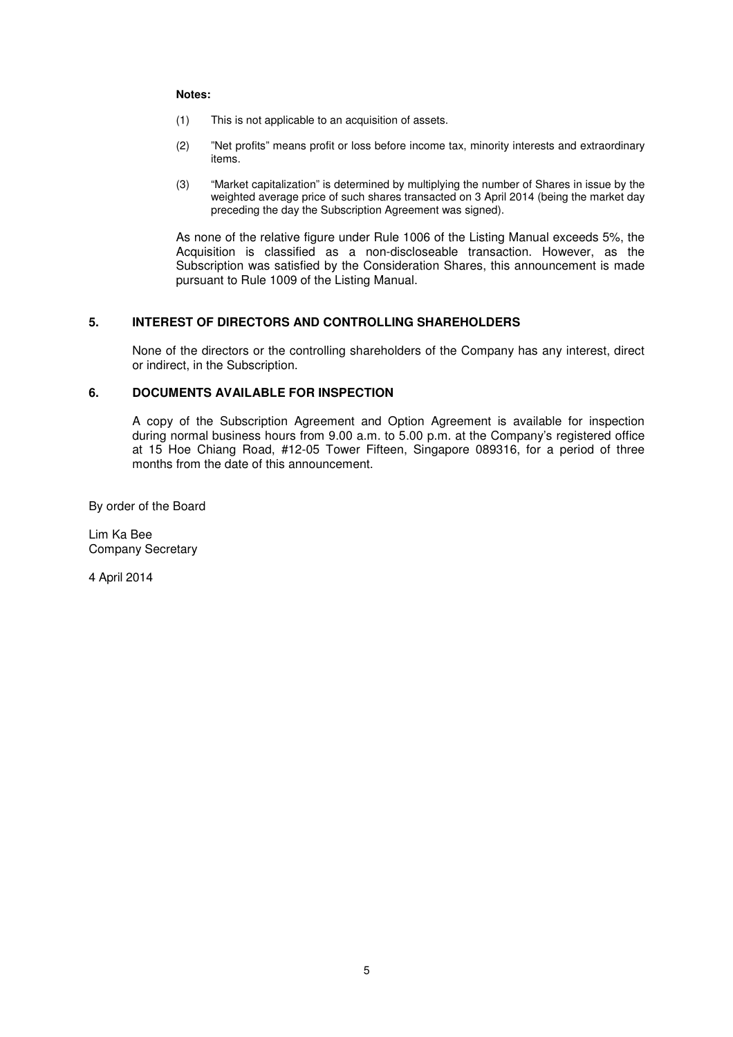**Notes:**

(1) This is not applicable to an acquisition of assets.

(2) "Net profits" means profit or loss before income tax, minority interests and extraordinary items.

(3) "Market capitalization" is determined by multiplying the number of Shares in issue by the weighted average price of such shares transacted on 3 April 2014 (being the market day preceding the day the Subscription Agreement was signed).

As none of the relative figure under Rule 1006 of the Listing Manual exceeds 5%, the Acquisition is classified as a non-discloseable transaction. However, as the Subscription was satisfied by the Consideration Shares, this announcement is made pursuant to Rule 1009 of the Listing Manual.

## 5. INTEREST OF DIRECTORS AND CONTROLLING SHAREHOLDERS

None of the directors or the controlling shareholders of the Company has any interest, direct or indirect, in the Subscription.

## 6. DOCUMENTS AVAILABLE FOR INSPECTION

A copy of the Subscription Agreement and Option Agreement is available for inspection during normal business hours from 9.00 a.m. to 5.00 p.m. at the Company's registered office at 15 Hoe Chiang Road, #12-05 Tower Fifteen, Singapore 089316, for a period of three months from the date of this announcement.

By order of the Board

Lim Ka Bee
Company Secretary

4 April 2014